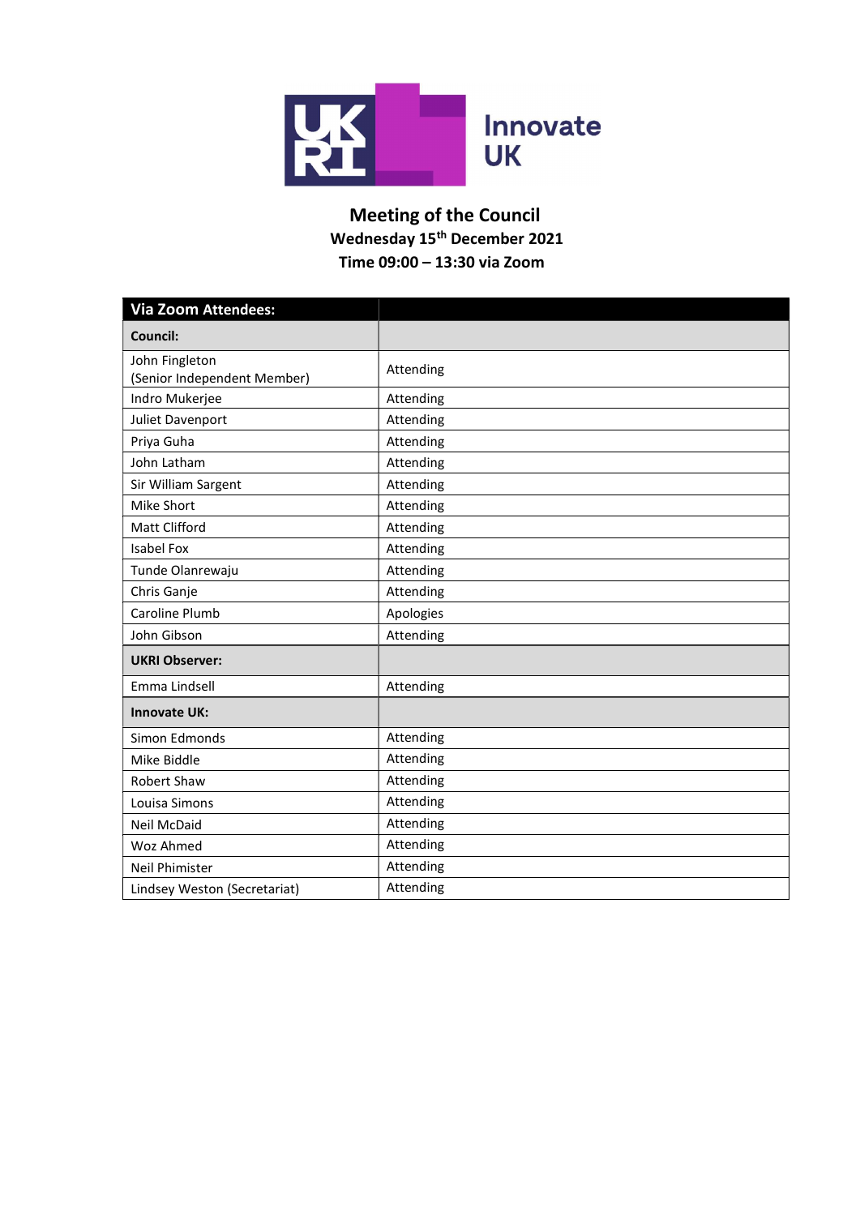# Meeting of the Council

**Wednesday 15th December 2021**

**Time 09:00 – 13:30 via Zoom**

| **Via Zoom Attendees:** | |
|---|---|
| **Council:** | |
| John Fingleton (Senior Independent Member) | Attending |
| Indro Mukerjee | Attending |
| Juliet Davenport | Attending |
| Priya Guha | Attending |
| John Latham | Attending |
| Sir William Sargent | Attending |
| Mike Short | Attending |
| Matt Clifford | Attending |
| Isabel Fox | Attending |
| Tunde Olanrewaju | Attending |
| Chris Ganje | Attending |
| Caroline Plumb | Apologies |
| John Gibson | Attending |
| **UKRI Observer:** | |
| Emma Lindsell | Attending |
| **Innovate UK:** | |
| Simon Edmonds | Attending |
| Mike Biddle | Attending |
| Robert Shaw | Attending |
| Louisa Simons | Attending |
| Neil McDaid | Attending |
| Woz Ahmed | Attending |
| Neil Phimister | Attending |
| Lindsey Weston (Secretariat) | Attending |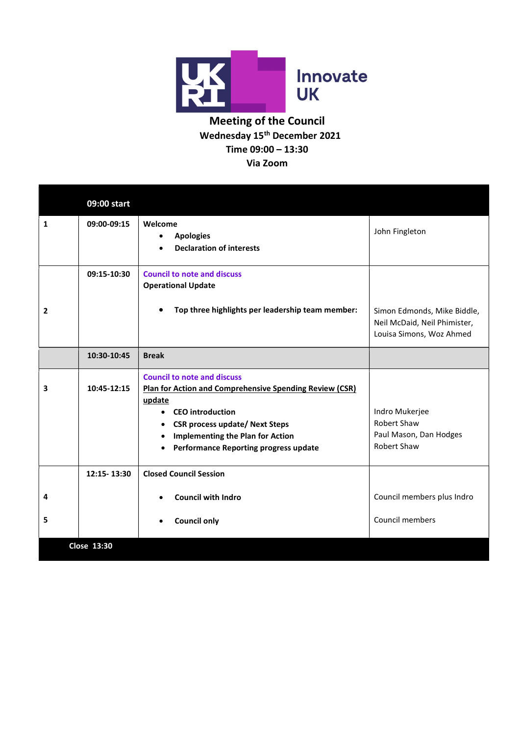# Meeting of the Council

**Wednesday 15th December 2021**
**Time 09:00 – 13:30**
**Via Zoom**

| | | | |
|---|---|---|---|
| | **09:00 start** | | |
| **1** | **09:00-09:15** | **Welcome**<br>• **Apologies**<br>• **Declaration of interests** | John Fingleton |
| **2** | **09:15-10:30** | **Council to note and discuss**<br>**Operational Update**<br>• **Top three highlights per leadership team member:** | Simon Edmonds, Mike Biddle, Neil McDaid, Neil Phimister, Louisa Simons, Woz Ahmed |
| | **10:30-10:45** | **Break** | |
| **3** | **10:45-12:15** | **Council to note and discuss**<br>**Plan for Action and Comprehensive Spending Review (CSR) update**<br>• **CEO introduction**<br>• **CSR process update/ Next Steps**<br>• **Implementing the Plan for Action**<br>• **Performance Reporting progress update** | Indro Mukerjee<br>Robert Shaw<br>Paul Mason, Dan Hodges<br>Robert Shaw |
| **4**<br>**5** | **12:15- 13:30** | **Closed Council Session**<br>• **Council with Indro**<br>• **Council only** | Council members plus Indro<br>Council members |
| **Close 13:30** | | | |